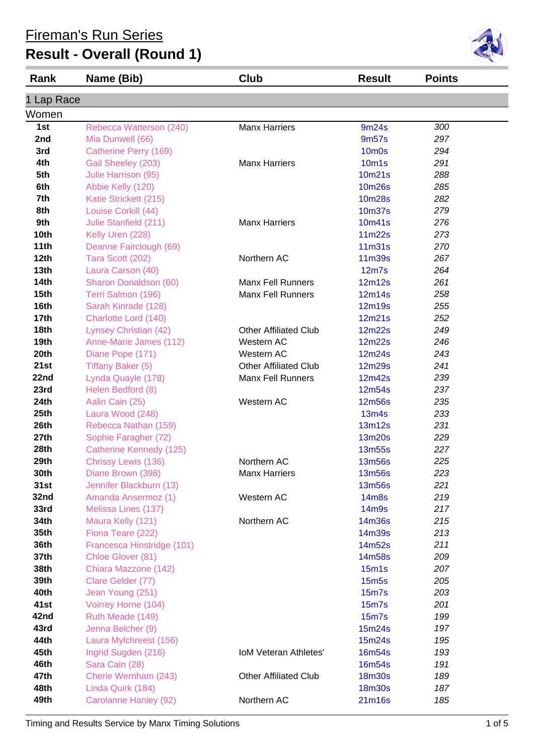# Fireman's Run Series

## Result - Overall (Round 1)

| Rank | Name (Bib) | Club | Result | Points |
|---|---|---|---|---|
| **1 Lap Race** | | | | |
| **Women** | | | | |
| 1st | Rebecca Watterson (240) | Manx Harriers | 9m24s | 300 |
| 2nd | Mia Dunwell (66) | | 9m57s | 297 |
| 3rd | Catherine Perry (169) | | 10m0s | 294 |
| 4th | Gail Sheeley (203) | Manx Harriers | 10m1s | 291 |
| 5th | Julie Harrison (95) | | 10m21s | 288 |
| 6th | Abbie Kelly (120) | | 10m26s | 285 |
| 7th | Katie Strickett (215) | | 10m28s | 282 |
| 8th | Louise Corkill (44) | | 10m37s | 279 |
| 9th | Julie Stanfield (211) | Manx Harriers | 10m41s | 276 |
| 10th | Kelly Uren (228) | | 11m22s | 273 |
| 11th | Deanne Fairclough (69) | | 11m31s | 270 |
| 12th | Tara Scott (202) | Northern AC | 11m39s | 267 |
| 13th | Laura Carson (40) | | 12m7s | 264 |
| 14th | Sharon Donaldson (60) | Manx Fell Runners | 12m12s | 261 |
| 15th | Terri Salmon (196) | Manx Fell Runners | 12m14s | 258 |
| 16th | Sarah Kinrade (128) | | 12m19s | 255 |
| 17th | Charlotte Lord (140) | | 12m21s | 252 |
| 18th | Lynsey Christian (42) | Other Affiliated Club | 12m22s | 249 |
| 19th | Anne-Marie James (112) | Western AC | 12m22s | 246 |
| 20th | Diane Pope (171) | Western AC | 12m24s | 243 |
| 21st | Tiffany Baker (5) | Other Affiliated Club | 12m29s | 241 |
| 22nd | Lynda Quayle (178) | Manx Fell Runners | 12m42s | 239 |
| 23rd | Helen Bedford (8) | | 12m54s | 237 |
| 24th | Aalin Cain (25) | Western AC | 12m56s | 235 |
| 25th | Laura Wood (248) | | 13m4s | 233 |
| 26th | Rebecca Nathan (159) | | 13m12s | 231 |
| 27th | Sophie Faragher (72) | | 13m20s | 229 |
| 28th | Catherine Kennedy (125) | | 13m55s | 227 |
| 29th | Chrissy Lewis (136) | Northern AC | 13m56s | 225 |
| 30th | Diane Brown (398) | Manx Harriers | 13m56s | 223 |
| 31st | Jennifer Blackburn (13) | | 13m56s | 221 |
| 32nd | Amanda Ansermoz (1) | Western AC | 14m8s | 219 |
| 33rd | Melissa Lines (137) | | 14m9s | 217 |
| 34th | Maura Kelly (121) | Northern AC | 14m36s | 215 |
| 35th | Fiona Teare (222) | | 14m39s | 213 |
| 36th | Francesca Hinstridge (101) | | 14m52s | 211 |
| 37th | Chloe Glover (81) | | 14m58s | 209 |
| 38th | Chiara Mazzone (142) | | 15m1s | 207 |
| 39th | Clare Gelder (77) | | 15m5s | 205 |
| 40th | Jean Young (251) | | 15m7s | 203 |
| 41st | Voirrey Horne (104) | | 15m7s | 201 |
| 42nd | Ruth Meade (149) | | 15m7s | 199 |
| 43rd | Jenna Belcher (9) | | 15m24s | 197 |
| 44th | Laura Mylchreest (156) | | 15m24s | 195 |
| 45th | Ingrid Sugden (216) | IoM Veteran Athletes' | 16m54s | 193 |
| 46th | Sara Cain (28) | | 16m54s | 191 |
| 47th | Cherie Wernham (243) | Other Affiliated Club | 18m30s | 189 |
| 48th | Linda Quirk (184) | | 18m30s | 187 |
| 49th | Carolanne Hanley (92) | Northern AC | 21m16s | 185 |

Timing and Results Service by Manx Timing Solutions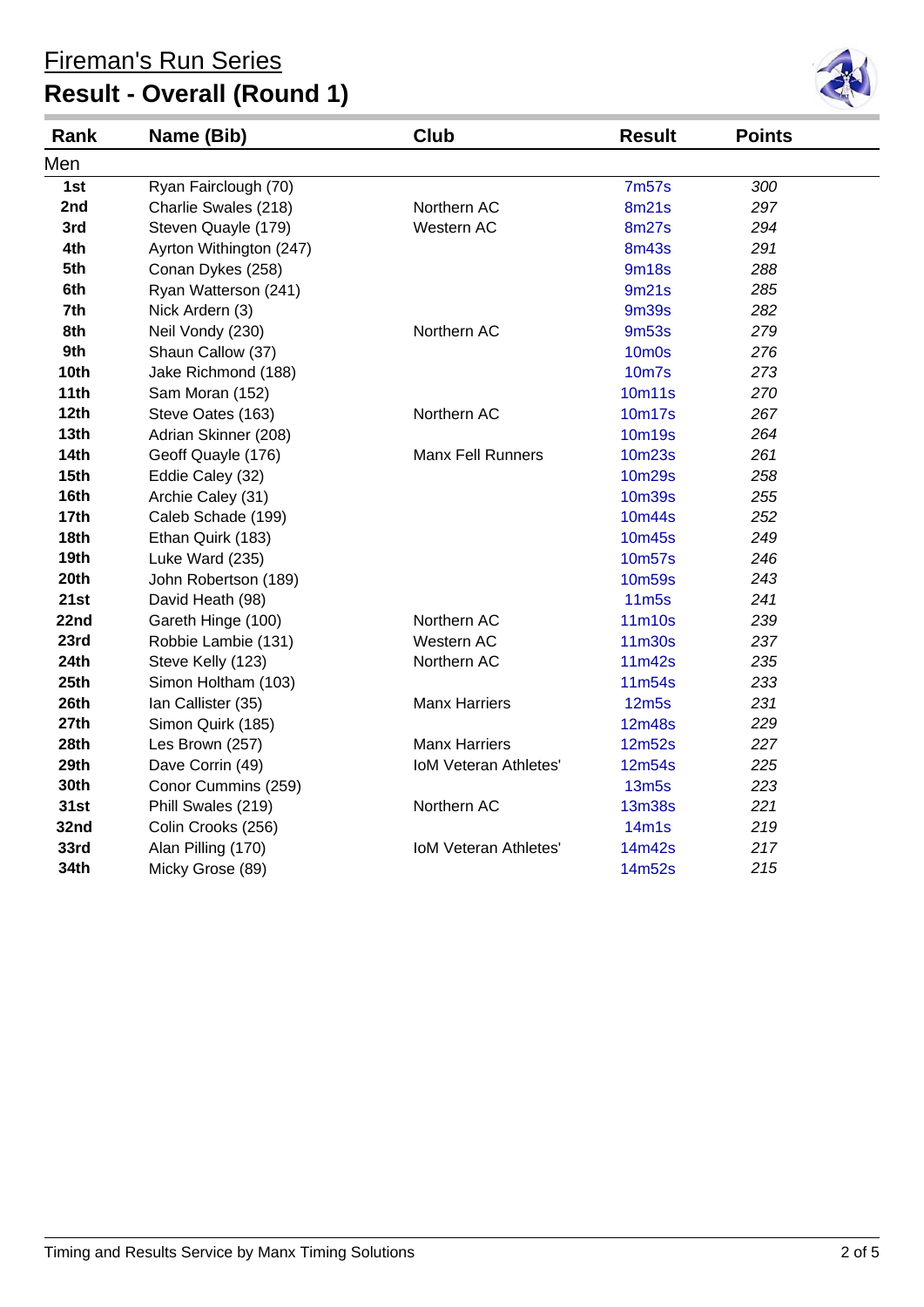# Fireman's Run Series

## Result - Overall (Round 1)

| Rank | Name (Bib) | Club | Result | Points |
|---|---|---|---|---|
| Men | | | | |
| 1st | Ryan Fairclough (70) | | 7m57s | 300 |
| 2nd | Charlie Swales (218) | Northern AC | 8m21s | 297 |
| 3rd | Steven Quayle (179) | Western AC | 8m27s | 294 |
| 4th | Ayrton Withington (247) | | 8m43s | 291 |
| 5th | Conan Dykes (258) | | 9m18s | 288 |
| 6th | Ryan Watterson (241) | | 9m21s | 285 |
| 7th | Nick Ardern (3) | | 9m39s | 282 |
| 8th | Neil Vondy (230) | Northern AC | 9m53s | 279 |
| 9th | Shaun Callow (37) | | 10m0s | 276 |
| 10th | Jake Richmond (188) | | 10m7s | 273 |
| 11th | Sam Moran (152) | | 10m11s | 270 |
| 12th | Steve Oates (163) | Northern AC | 10m17s | 267 |
| 13th | Adrian Skinner (208) | | 10m19s | 264 |
| 14th | Geoff Quayle (176) | Manx Fell Runners | 10m23s | 261 |
| 15th | Eddie Caley (32) | | 10m29s | 258 |
| 16th | Archie Caley (31) | | 10m39s | 255 |
| 17th | Caleb Schade (199) | | 10m44s | 252 |
| 18th | Ethan Quirk (183) | | 10m45s | 249 |
| 19th | Luke Ward (235) | | 10m57s | 246 |
| 20th | John Robertson (189) | | 10m59s | 243 |
| 21st | David Heath (98) | | 11m5s | 241 |
| 22nd | Gareth Hinge (100) | Northern AC | 11m10s | 239 |
| 23rd | Robbie Lambie (131) | Western AC | 11m30s | 237 |
| 24th | Steve Kelly (123) | Northern AC | 11m42s | 235 |
| 25th | Simon Holtham (103) | | 11m54s | 233 |
| 26th | Ian Callister (35) | Manx Harriers | 12m5s | 231 |
| 27th | Simon Quirk (185) | | 12m48s | 229 |
| 28th | Les Brown (257) | Manx Harriers | 12m52s | 227 |
| 29th | Dave Corrin (49) | IoM Veteran Athletes' | 12m54s | 225 |
| 30th | Conor Cummins (259) | | 13m5s | 223 |
| 31st | Phill Swales (219) | Northern AC | 13m38s | 221 |
| 32nd | Colin Crooks (256) | | 14m1s | 219 |
| 33rd | Alan Pilling (170) | IoM Veteran Athletes' | 14m42s | 217 |
| 34th | Micky Grose (89) | | 14m52s | 215 |

Timing and Results Service by Manx Timing Solutions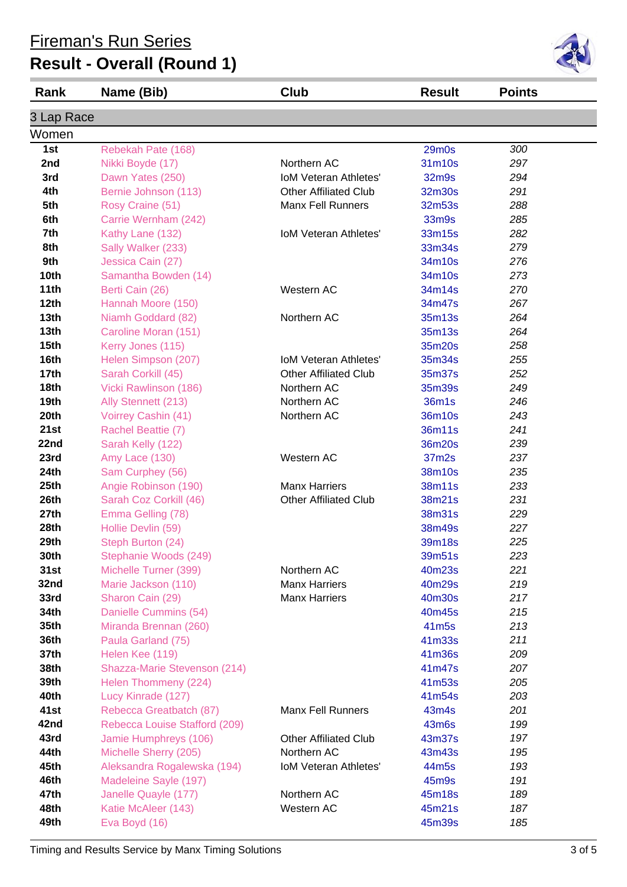# Fireman's Run Series

## Result - Overall (Round 1)

### 3 Lap Race

#### Women

| Rank | Name (Bib) | Club | Result | Points |
|---|---|---|---|---|
| 1st | Rebekah Pate (168) | | 29m0s | 300 |
| 2nd | Nikki Boyde (17) | Northern AC | 31m10s | 297 |
| 3rd | Dawn Yates (250) | IoM Veteran Athletes' | 32m9s | 294 |
| 4th | Bernie Johnson (113) | Other Affiliated Club | 32m30s | 291 |
| 5th | Rosy Craine (51) | Manx Fell Runners | 32m53s | 288 |
| 6th | Carrie Wernham (242) | | 33m9s | 285 |
| 7th | Kathy Lane (132) | IoM Veteran Athletes' | 33m15s | 282 |
| 8th | Sally Walker (233) | | 33m34s | 279 |
| 9th | Jessica Cain (27) | | 34m10s | 276 |
| 10th | Samantha Bowden (14) | | 34m10s | 273 |
| 11th | Berti Cain (26) | Western AC | 34m14s | 270 |
| 12th | Hannah Moore (150) | | 34m47s | 267 |
| 13th | Niamh Goddard (82) | Northern AC | 35m13s | 264 |
| 13th | Caroline Moran (151) | | 35m13s | 264 |
| 15th | Kerry Jones (115) | | 35m20s | 258 |
| 16th | Helen Simpson (207) | IoM Veteran Athletes' | 35m34s | 255 |
| 17th | Sarah Corkill (45) | Other Affiliated Club | 35m37s | 252 |
| 18th | Vicki Rawlinson (186) | Northern AC | 35m39s | 249 |
| 19th | Ally Stennett (213) | Northern AC | 36m1s | 246 |
| 20th | Voirrey Cashin (41) | Northern AC | 36m10s | 243 |
| 21st | Rachel Beattie (7) | | 36m11s | 241 |
| 22nd | Sarah Kelly (122) | | 36m20s | 239 |
| 23rd | Amy Lace (130) | Western AC | 37m2s | 237 |
| 24th | Sam Curphey (56) | | 38m10s | 235 |
| 25th | Angie Robinson (190) | Manx Harriers | 38m11s | 233 |
| 26th | Sarah Coz Corkill (46) | Other Affiliated Club | 38m21s | 231 |
| 27th | Emma Gelling (78) | | 38m31s | 229 |
| 28th | Hollie Devlin (59) | | 38m49s | 227 |
| 29th | Steph Burton (24) | | 39m18s | 225 |
| 30th | Stephanie Woods (249) | | 39m51s | 223 |
| 31st | Michelle Turner (399) | Northern AC | 40m23s | 221 |
| 32nd | Marie Jackson (110) | Manx Harriers | 40m29s | 219 |
| 33rd | Sharon Cain (29) | Manx Harriers | 40m30s | 217 |
| 34th | Danielle Cummins (54) | | 40m45s | 215 |
| 35th | Miranda Brennan (260) | | 41m5s | 213 |
| 36th | Paula Garland (75) | | 41m33s | 211 |
| 37th | Helen Kee (119) | | 41m36s | 209 |
| 38th | Shazza-Marie Stevenson (214) | | 41m47s | 207 |
| 39th | Helen Thommeny (224) | | 41m53s | 205 |
| 40th | Lucy Kinrade (127) | | 41m54s | 203 |
| 41st | Rebecca Greatbatch (87) | Manx Fell Runners | 43m4s | 201 |
| 42nd | Rebecca Louise Stafford (209) | | 43m6s | 199 |
| 43rd | Jamie Humphreys (106) | Other Affiliated Club | 43m37s | 197 |
| 44th | Michelle Sherry (205) | Northern AC | 43m43s | 195 |
| 45th | Aleksandra Rogalewska (194) | IoM Veteran Athletes' | 44m5s | 193 |
| 46th | Madeleine Sayle (197) | | 45m9s | 191 |
| 47th | Janelle Quayle (177) | Northern AC | 45m18s | 189 |
| 48th | Katie McAleer (143) | Western AC | 45m21s | 187 |
| 49th | Eva Boyd (16) | | 45m39s | 185 |

Timing and Results Service by Manx Timing Solutions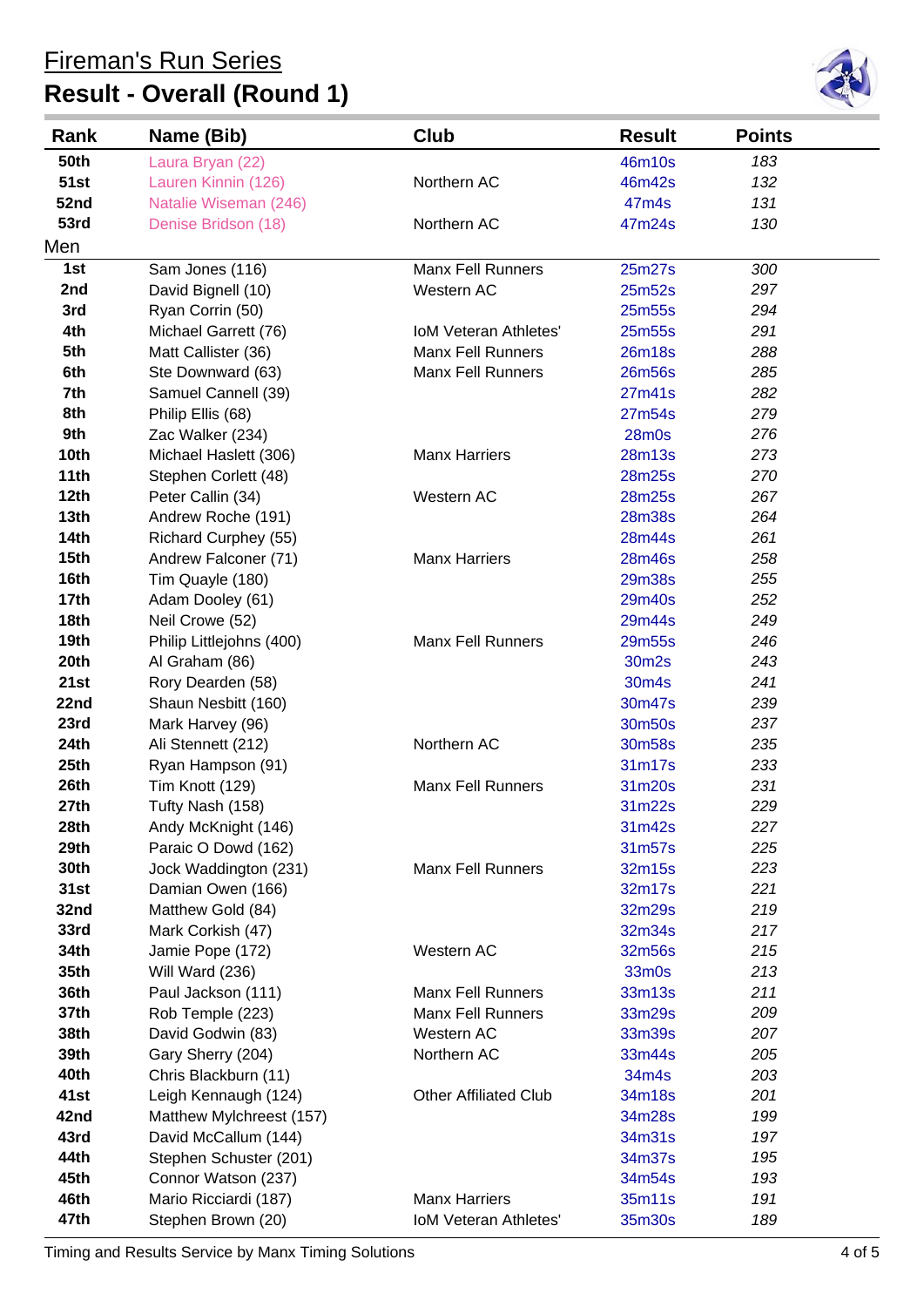# Fireman's Run Series

## Result - Overall (Round 1)

| Rank | Name (Bib) | Club | Result | Points |
|---|---|---|---|---|
| 50th | Laura Bryan (22) | | 46m10s | 183 |
| 51st | Lauren Kinnin (126) | Northern AC | 46m42s | 132 |
| 52nd | Natalie Wiseman (246) | | 47m4s | 131 |
| 53rd | Denise Bridson (18) | Northern AC | 47m24s | 130 |
| Men | | | | |
| 1st | Sam Jones (116) | Manx Fell Runners | 25m27s | 300 |
| 2nd | David Bignell (10) | Western AC | 25m52s | 297 |
| 3rd | Ryan Corrin (50) | | 25m55s | 294 |
| 4th | Michael Garrett (76) | IoM Veteran Athletes' | 25m55s | 291 |
| 5th | Matt Callister (36) | Manx Fell Runners | 26m18s | 288 |
| 6th | Ste Downward (63) | Manx Fell Runners | 26m56s | 285 |
| 7th | Samuel Cannell (39) | | 27m41s | 282 |
| 8th | Philip Ellis (68) | | 27m54s | 279 |
| 9th | Zac Walker (234) | | 28m0s | 276 |
| 10th | Michael Haslett (306) | Manx Harriers | 28m13s | 273 |
| 11th | Stephen Corlett (48) | | 28m25s | 270 |
| 12th | Peter Callin (34) | Western AC | 28m25s | 267 |
| 13th | Andrew Roche (191) | | 28m38s | 264 |
| 14th | Richard Curphey (55) | | 28m44s | 261 |
| 15th | Andrew Falconer (71) | Manx Harriers | 28m46s | 258 |
| 16th | Tim Quayle (180) | | 29m38s | 255 |
| 17th | Adam Dooley (61) | | 29m40s | 252 |
| 18th | Neil Crowe (52) | | 29m44s | 249 |
| 19th | Philip Littlejohns (400) | Manx Fell Runners | 29m55s | 246 |
| 20th | Al Graham (86) | | 30m2s | 243 |
| 21st | Rory Dearden (58) | | 30m4s | 241 |
| 22nd | Shaun Nesbitt (160) | | 30m47s | 239 |
| 23rd | Mark Harvey (96) | | 30m50s | 237 |
| 24th | Ali Stennett (212) | Northern AC | 30m58s | 235 |
| 25th | Ryan Hampson (91) | | 31m17s | 233 |
| 26th | Tim Knott (129) | Manx Fell Runners | 31m20s | 231 |
| 27th | Tufty Nash (158) | | 31m22s | 229 |
| 28th | Andy McKnight (146) | | 31m42s | 227 |
| 29th | Paraic O Dowd (162) | | 31m57s | 225 |
| 30th | Jock Waddington (231) | Manx Fell Runners | 32m15s | 223 |
| 31st | Damian Owen (166) | | 32m17s | 221 |
| 32nd | Matthew Gold (84) | | 32m29s | 219 |
| 33rd | Mark Corkish (47) | | 32m34s | 217 |
| 34th | Jamie Pope (172) | Western AC | 32m56s | 215 |
| 35th | Will Ward (236) | | 33m0s | 213 |
| 36th | Paul Jackson (111) | Manx Fell Runners | 33m13s | 211 |
| 37th | Rob Temple (223) | Manx Fell Runners | 33m29s | 209 |
| 38th | David Godwin (83) | Western AC | 33m39s | 207 |
| 39th | Gary Sherry (204) | Northern AC | 33m44s | 205 |
| 40th | Chris Blackburn (11) | | 34m4s | 203 |
| 41st | Leigh Kennaugh (124) | Other Affiliated Club | 34m18s | 201 |
| 42nd | Matthew Mylchreest (157) | | 34m28s | 199 |
| 43rd | David McCallum (144) | | 34m31s | 197 |
| 44th | Stephen Schuster (201) | | 34m37s | 195 |
| 45th | Connor Watson (237) | | 34m54s | 193 |
| 46th | Mario Ricciardi (187) | Manx Harriers | 35m11s | 191 |
| 47th | Stephen Brown (20) | IoM Veteran Athletes' | 35m30s | 189 |

Timing and Results Service by Manx Timing Solutions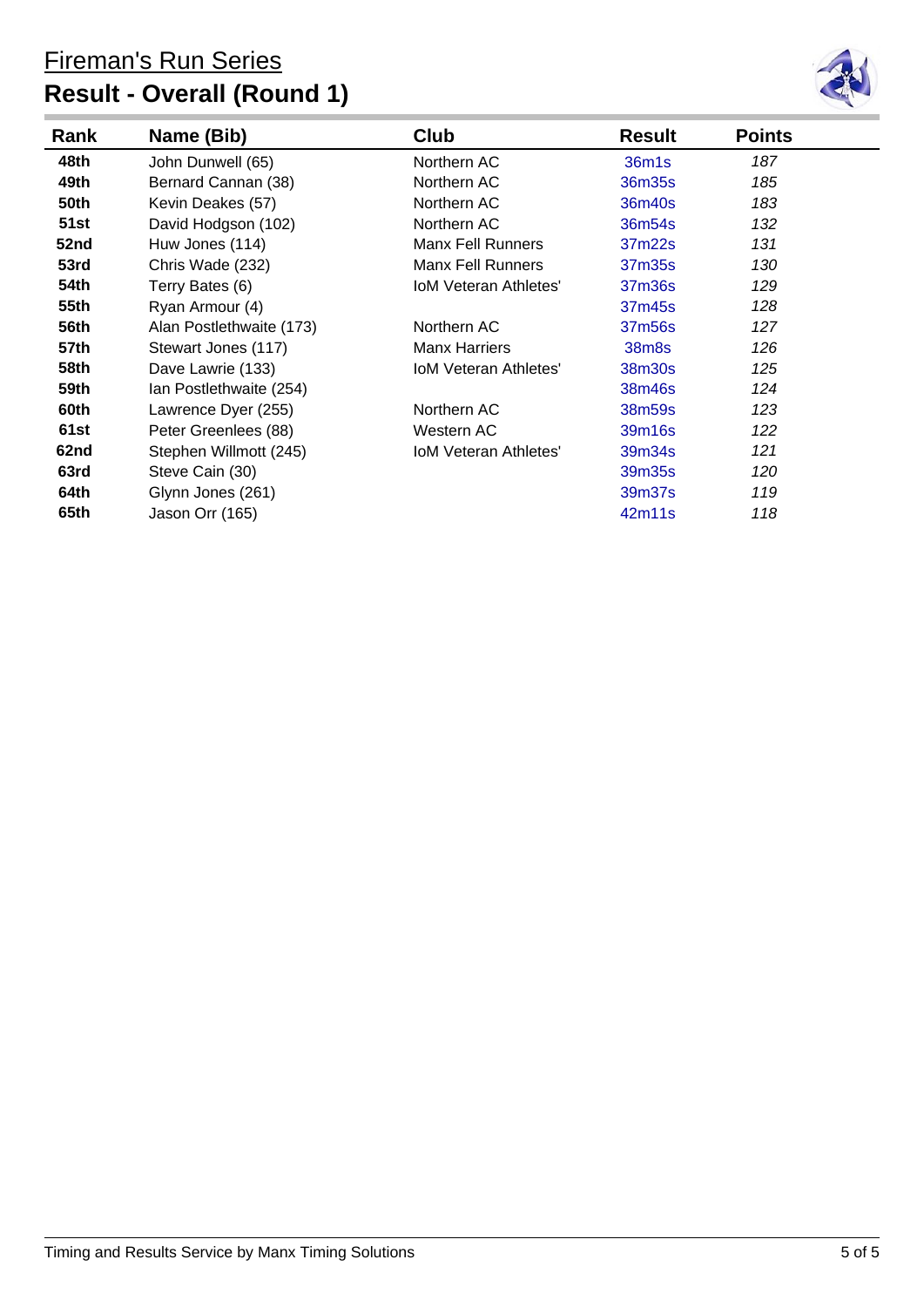## Fireman's Run Series

# Result - Overall (Round 1)

| Rank | Name (Bib) | Club | Result | Points |
|---|---|---|---|---|
| 48th | John Dunwell (65) | Northern AC | 36m1s | 187 |
| 49th | Bernard Cannan (38) | Northern AC | 36m35s | 185 |
| 50th | Kevin Deakes (57) | Northern AC | 36m40s | 183 |
| 51st | David Hodgson (102) | Northern AC | 36m54s | 132 |
| 52nd | Huw Jones (114) | Manx Fell Runners | 37m22s | 131 |
| 53rd | Chris Wade (232) | Manx Fell Runners | 37m35s | 130 |
| 54th | Terry Bates (6) | IoM Veteran Athletes' | 37m36s | 129 |
| 55th | Ryan Armour (4) | | 37m45s | 128 |
| 56th | Alan Postlethwaite (173) | Northern AC | 37m56s | 127 |
| 57th | Stewart Jones (117) | Manx Harriers | 38m8s | 126 |
| 58th | Dave Lawrie (133) | IoM Veteran Athletes' | 38m30s | 125 |
| 59th | Ian Postlethwaite (254) | | 38m46s | 124 |
| 60th | Lawrence Dyer (255) | Northern AC | 38m59s | 123 |
| 61st | Peter Greenlees (88) | Western AC | 39m16s | 122 |
| 62nd | Stephen Willmott (245) | IoM Veteran Athletes' | 39m34s | 121 |
| 63rd | Steve Cain (30) | | 39m35s | 120 |
| 64th | Glynn Jones (261) | | 39m37s | 119 |
| 65th | Jason Orr (165) | | 42m11s | 118 |

Timing and Results Service by Manx Timing Solutions